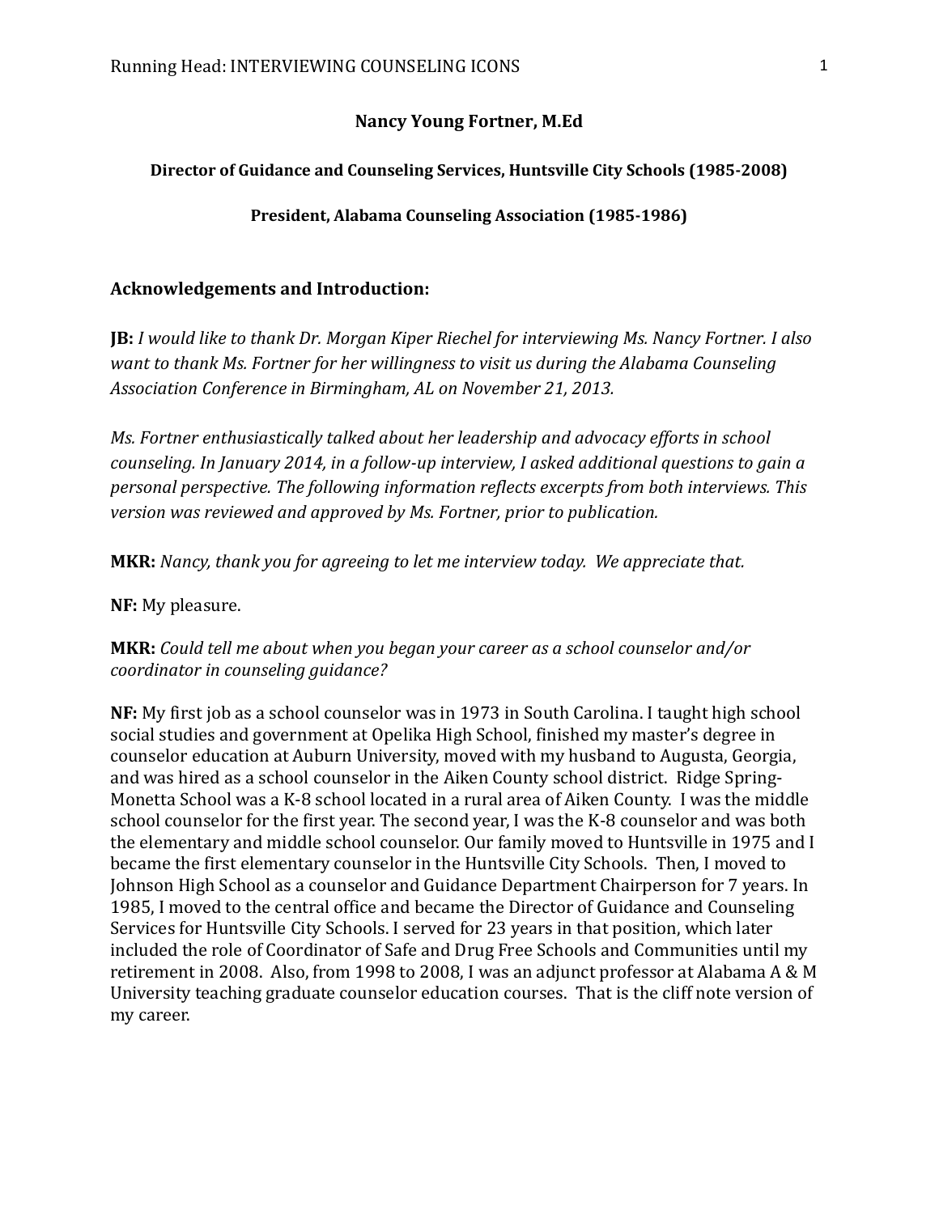**Nancy Young Fortner, M.Ed**

**Director of Guidance and Counseling Services, Huntsville City Schools (1985-2008)**

**President, Alabama Counseling Association (1985-1986)**

## Acknowledgements and Introduction:

**JB:** *I would like to thank Dr. Morgan Kiper Riechel for interviewing Ms. Nancy Fortner. I also want to thank Ms. Fortner for her willingness to visit us during the Alabama Counseling Association Conference in Birmingham, AL on November 21, 2013.*

*Ms. Fortner enthusiastically talked about her leadership and advocacy efforts in school counseling. In January 2014, in a follow-up interview, I asked additional questions to gain a personal perspective. The following information reflects excerpts from both interviews. This version was reviewed and approved by Ms. Fortner, prior to publication.*

**MKR:** *Nancy, thank you for agreeing to let me interview today. We appreciate that.*

**NF:** My pleasure.

**MKR:** *Could tell me about when you began your career as a school counselor and/or coordinator in counseling guidance?*

**NF:** My first job as a school counselor was in 1973 in South Carolina. I taught high school social studies and government at Opelika High School, finished my master's degree in counselor education at Auburn University, moved with my husband to Augusta, Georgia, and was hired as a school counselor in the Aiken County school district. Ridge Spring-Monetta School was a K-8 school located in a rural area of Aiken County. I was the middle school counselor for the first year. The second year, I was the K-8 counselor and was both the elementary and middle school counselor. Our family moved to Huntsville in 1975 and I became the first elementary counselor in the Huntsville City Schools. Then, I moved to Johnson High School as a counselor and Guidance Department Chairperson for 7 years. In 1985, I moved to the central office and became the Director of Guidance and Counseling Services for Huntsville City Schools. I served for 23 years in that position, which later included the role of Coordinator of Safe and Drug Free Schools and Communities until my retirement in 2008. Also, from 1998 to 2008, I was an adjunct professor at Alabama A & M University teaching graduate counselor education courses. That is the cliff note version of my career.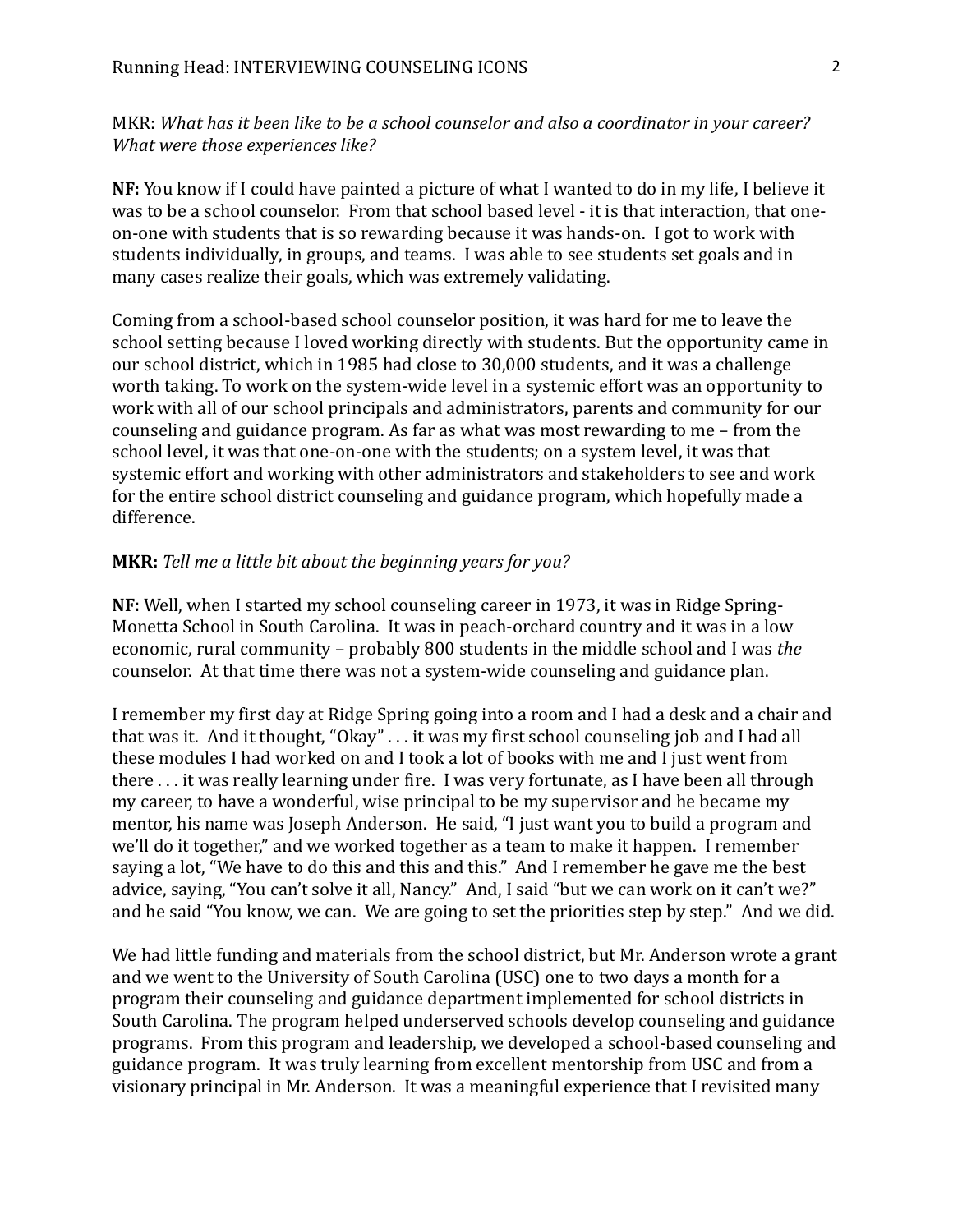MKR: *What has it been like to be a school counselor and also a coordinator in your career? What were those experiences like?*

**NF:** You know if I could have painted a picture of what I wanted to do in my life, I believe it was to be a school counselor. From that school based level - it is that interaction, that one-on-one with students that is so rewarding because it was hands-on. I got to work with students individually, in groups, and teams. I was able to see students set goals and in many cases realize their goals, which was extremely validating.

Coming from a school-based school counselor position, it was hard for me to leave the school setting because I loved working directly with students. But the opportunity came in our school district, which in 1985 had close to 30,000 students, and it was a challenge worth taking. To work on the system-wide level in a systemic effort was an opportunity to work with all of our school principals and administrators, parents and community for our counseling and guidance program. As far as what was most rewarding to me – from the school level, it was that one-on-one with the students; on a system level, it was that systemic effort and working with other administrators and stakeholders to see and work for the entire school district counseling and guidance program, which hopefully made a difference.

**MKR:** *Tell me a little bit about the beginning years for you?*

**NF:** Well, when I started my school counseling career in 1973, it was in Ridge Spring-Monetta School in South Carolina. It was in peach-orchard country and it was in a low economic, rural community – probably 800 students in the middle school and I was *the* counselor. At that time there was not a system-wide counseling and guidance plan.

I remember my first day at Ridge Spring going into a room and I had a desk and a chair and that was it. And it thought, "Okay" . . . it was my first school counseling job and I had all these modules I had worked on and I took a lot of books with me and I just went from there . . . it was really learning under fire. I was very fortunate, as I have been all through my career, to have a wonderful, wise principal to be my supervisor and he became my mentor, his name was Joseph Anderson. He said, "I just want you to build a program and we'll do it together," and we worked together as a team to make it happen. I remember saying a lot, "We have to do this and this and this." And I remember he gave me the best advice, saying, "You can't solve it all, Nancy." And, I said "but we can work on it can't we?" and he said "You know, we can. We are going to set the priorities step by step." And we did.

We had little funding and materials from the school district, but Mr. Anderson wrote a grant and we went to the University of South Carolina (USC) one to two days a month for a program their counseling and guidance department implemented for school districts in South Carolina. The program helped underserved schools develop counseling and guidance programs. From this program and leadership, we developed a school-based counseling and guidance program. It was truly learning from excellent mentorship from USC and from a visionary principal in Mr. Anderson. It was a meaningful experience that I revisited many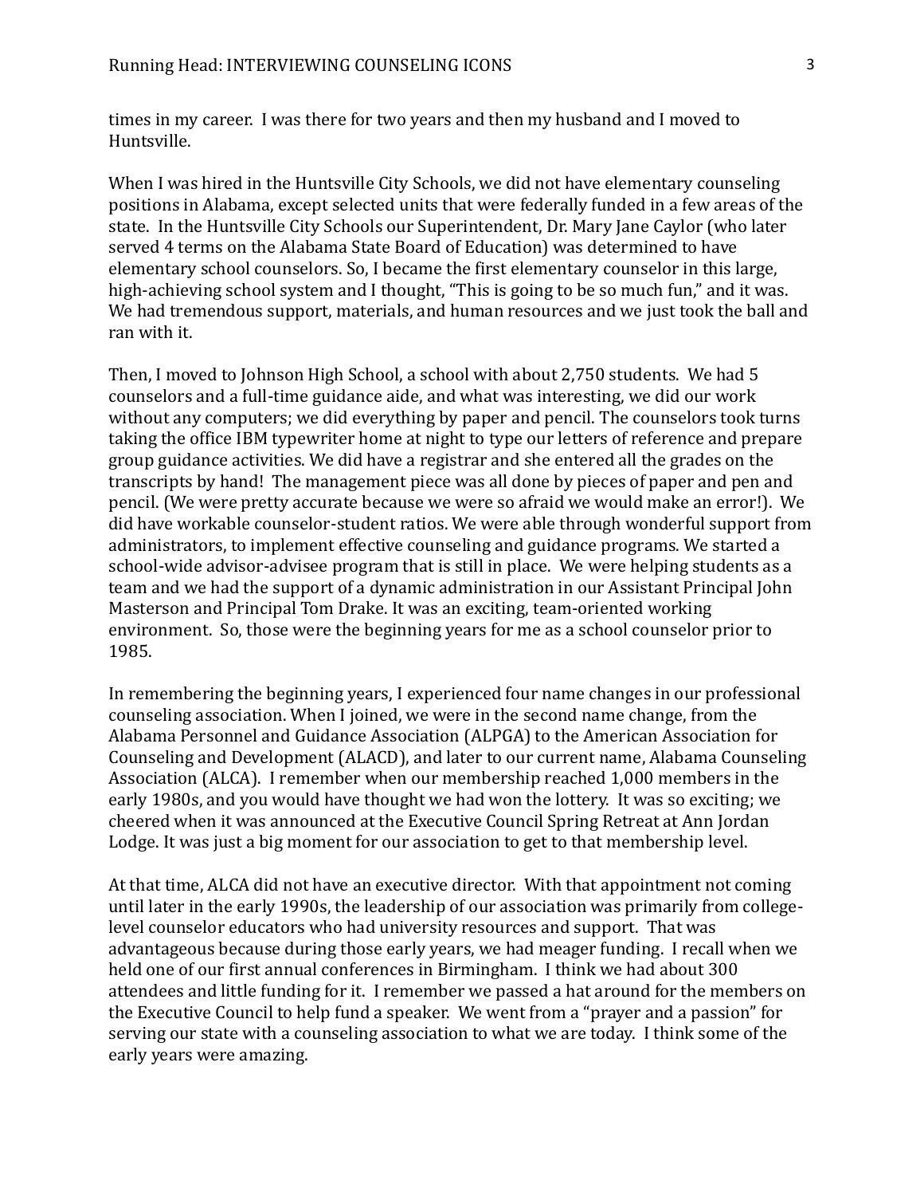times in my career. I was there for two years and then my husband and I moved to Huntsville.

When I was hired in the Huntsville City Schools, we did not have elementary counseling positions in Alabama, except selected units that were federally funded in a few areas of the state. In the Huntsville City Schools our Superintendent, Dr. Mary Jane Caylor (who later served 4 terms on the Alabama State Board of Education) was determined to have elementary school counselors. So, I became the first elementary counselor in this large, high-achieving school system and I thought, "This is going to be so much fun," and it was. We had tremendous support, materials, and human resources and we just took the ball and ran with it.

Then, I moved to Johnson High School, a school with about 2,750 students. We had 5 counselors and a full-time guidance aide, and what was interesting, we did our work without any computers; we did everything by paper and pencil. The counselors took turns taking the office IBM typewriter home at night to type our letters of reference and prepare group guidance activities. We did have a registrar and she entered all the grades on the transcripts by hand! The management piece was all done by pieces of paper and pen and pencil. (We were pretty accurate because we were so afraid we would make an error!). We did have workable counselor-student ratios. We were able through wonderful support from administrators, to implement effective counseling and guidance programs. We started a school-wide advisor-advisee program that is still in place. We were helping students as a team and we had the support of a dynamic administration in our Assistant Principal John Masterson and Principal Tom Drake. It was an exciting, team-oriented working environment. So, those were the beginning years for me as a school counselor prior to 1985.

In remembering the beginning years, I experienced four name changes in our professional counseling association. When I joined, we were in the second name change, from the Alabama Personnel and Guidance Association (ALPGA) to the American Association for Counseling and Development (ALACD), and later to our current name, Alabama Counseling Association (ALCA). I remember when our membership reached 1,000 members in the early 1980s, and you would have thought we had won the lottery. It was so exciting; we cheered when it was announced at the Executive Council Spring Retreat at Ann Jordan Lodge. It was just a big moment for our association to get to that membership level.

At that time, ALCA did not have an executive director. With that appointment not coming until later in the early 1990s, the leadership of our association was primarily from college-level counselor educators who had university resources and support. That was advantageous because during those early years, we had meager funding. I recall when we held one of our first annual conferences in Birmingham. I think we had about 300 attendees and little funding for it. I remember we passed a hat around for the members on the Executive Council to help fund a speaker. We went from a "prayer and a passion" for serving our state with a counseling association to what we are today. I think some of the early years were amazing.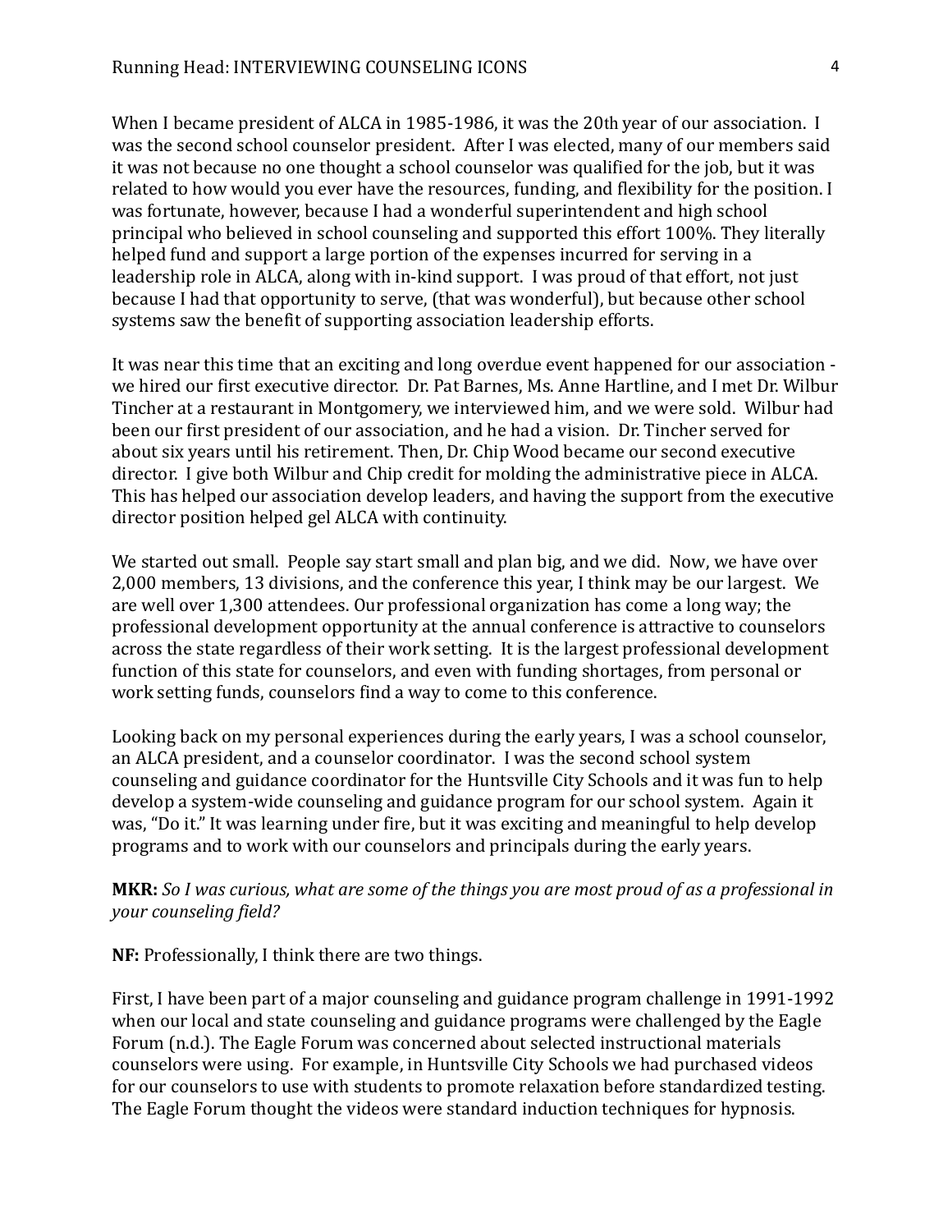When I became president of ALCA in 1985-1986, it was the 20th year of our association. I was the second school counselor president. After I was elected, many of our members said it was not because no one thought a school counselor was qualified for the job, but it was related to how would you ever have the resources, funding, and flexibility for the position. I was fortunate, however, because I had a wonderful superintendent and high school principal who believed in school counseling and supported this effort 100%. They literally helped fund and support a large portion of the expenses incurred for serving in a leadership role in ALCA, along with in-kind support. I was proud of that effort, not just because I had that opportunity to serve, (that was wonderful), but because other school systems saw the benefit of supporting association leadership efforts.

It was near this time that an exciting and long overdue event happened for our association - we hired our first executive director. Dr. Pat Barnes, Ms. Anne Hartline, and I met Dr. Wilbur Tincher at a restaurant in Montgomery, we interviewed him, and we were sold. Wilbur had been our first president of our association, and he had a vision. Dr. Tincher served for about six years until his retirement. Then, Dr. Chip Wood became our second executive director. I give both Wilbur and Chip credit for molding the administrative piece in ALCA. This has helped our association develop leaders, and having the support from the executive director position helped gel ALCA with continuity.

We started out small. People say start small and plan big, and we did. Now, we have over 2,000 members, 13 divisions, and the conference this year, I think may be our largest. We are well over 1,300 attendees. Our professional organization has come a long way; the professional development opportunity at the annual conference is attractive to counselors across the state regardless of their work setting. It is the largest professional development function of this state for counselors, and even with funding shortages, from personal or work setting funds, counselors find a way to come to this conference.

Looking back on my personal experiences during the early years, I was a school counselor, an ALCA president, and a counselor coordinator. I was the second school system counseling and guidance coordinator for the Huntsville City Schools and it was fun to help develop a system-wide counseling and guidance program for our school system. Again it was, "Do it." It was learning under fire, but it was exciting and meaningful to help develop programs and to work with our counselors and principals during the early years.

**MKR:** *So I was curious, what are some of the things you are most proud of as a professional in your counseling field?*

**NF:** Professionally, I think there are two things.

First, I have been part of a major counseling and guidance program challenge in 1991-1992 when our local and state counseling and guidance programs were challenged by the Eagle Forum (n.d.). The Eagle Forum was concerned about selected instructional materials counselors were using. For example, in Huntsville City Schools we had purchased videos for our counselors to use with students to promote relaxation before standardized testing. The Eagle Forum thought the videos were standard induction techniques for hypnosis.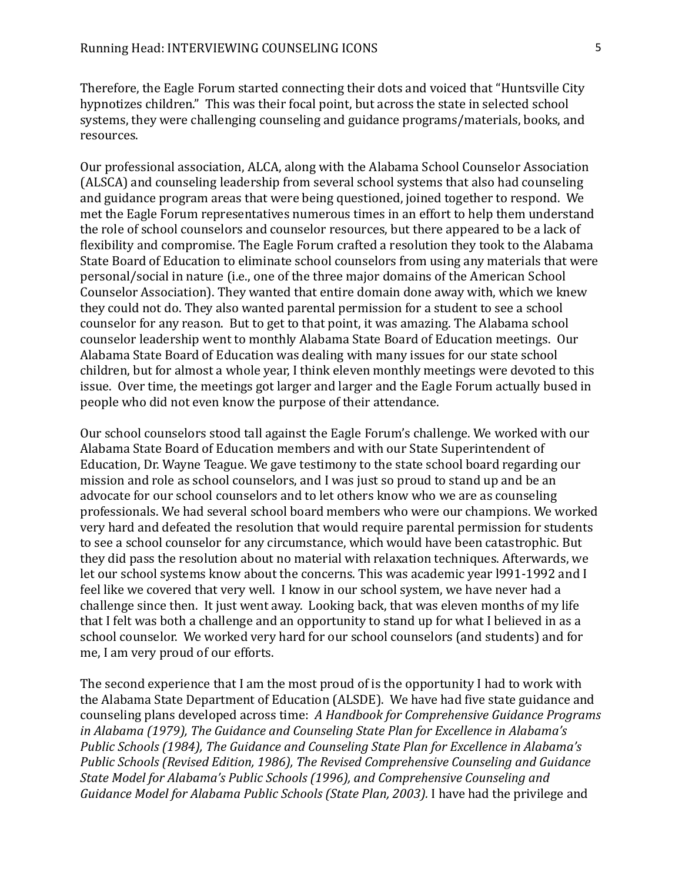Therefore, the Eagle Forum started connecting their dots and voiced that "Huntsville City hypnotizes children." This was their focal point, but across the state in selected school systems, they were challenging counseling and guidance programs/materials, books, and resources.

Our professional association, ALCA, along with the Alabama School Counselor Association (ALSCA) and counseling leadership from several school systems that also had counseling and guidance program areas that were being questioned, joined together to respond. We met the Eagle Forum representatives numerous times in an effort to help them understand the role of school counselors and counselor resources, but there appeared to be a lack of flexibility and compromise. The Eagle Forum crafted a resolution they took to the Alabama State Board of Education to eliminate school counselors from using any materials that were personal/social in nature (i.e., one of the three major domains of the American School Counselor Association). They wanted that entire domain done away with, which we knew they could not do. They also wanted parental permission for a student to see a school counselor for any reason. But to get to that point, it was amazing. The Alabama school counselor leadership went to monthly Alabama State Board of Education meetings. Our Alabama State Board of Education was dealing with many issues for our state school children, but for almost a whole year, I think eleven monthly meetings were devoted to this issue. Over time, the meetings got larger and larger and the Eagle Forum actually bused in people who did not even know the purpose of their attendance.

Our school counselors stood tall against the Eagle Forum's challenge. We worked with our Alabama State Board of Education members and with our State Superintendent of Education, Dr. Wayne Teague. We gave testimony to the state school board regarding our mission and role as school counselors, and I was just so proud to stand up and be an advocate for our school counselors and to let others know who we are as counseling professionals. We had several school board members who were our champions. We worked very hard and defeated the resolution that would require parental permission for students to see a school counselor for any circumstance, which would have been catastrophic. But they did pass the resolution about no material with relaxation techniques. Afterwards, we let our school systems know about the concerns. This was academic year l991-1992 and I feel like we covered that very well. I know in our school system, we have never had a challenge since then. It just went away. Looking back, that was eleven months of my life that I felt was both a challenge and an opportunity to stand up for what I believed in as a school counselor. We worked very hard for our school counselors (and students) and for me, I am very proud of our efforts.

The second experience that I am the most proud of is the opportunity I had to work with the Alabama State Department of Education (ALSDE). We have had five state guidance and counseling plans developed across time: *A Handbook for Comprehensive Guidance Programs in Alabama (1979), The Guidance and Counseling State Plan for Excellence in Alabama's Public Schools (1984), The Guidance and Counseling State Plan for Excellence in Alabama's Public Schools (Revised Edition, 1986), The Revised Comprehensive Counseling and Guidance State Model for Alabama's Public Schools (1996), and Comprehensive Counseling and Guidance Model for Alabama Public Schools (State Plan, 2003).* I have had the privilege and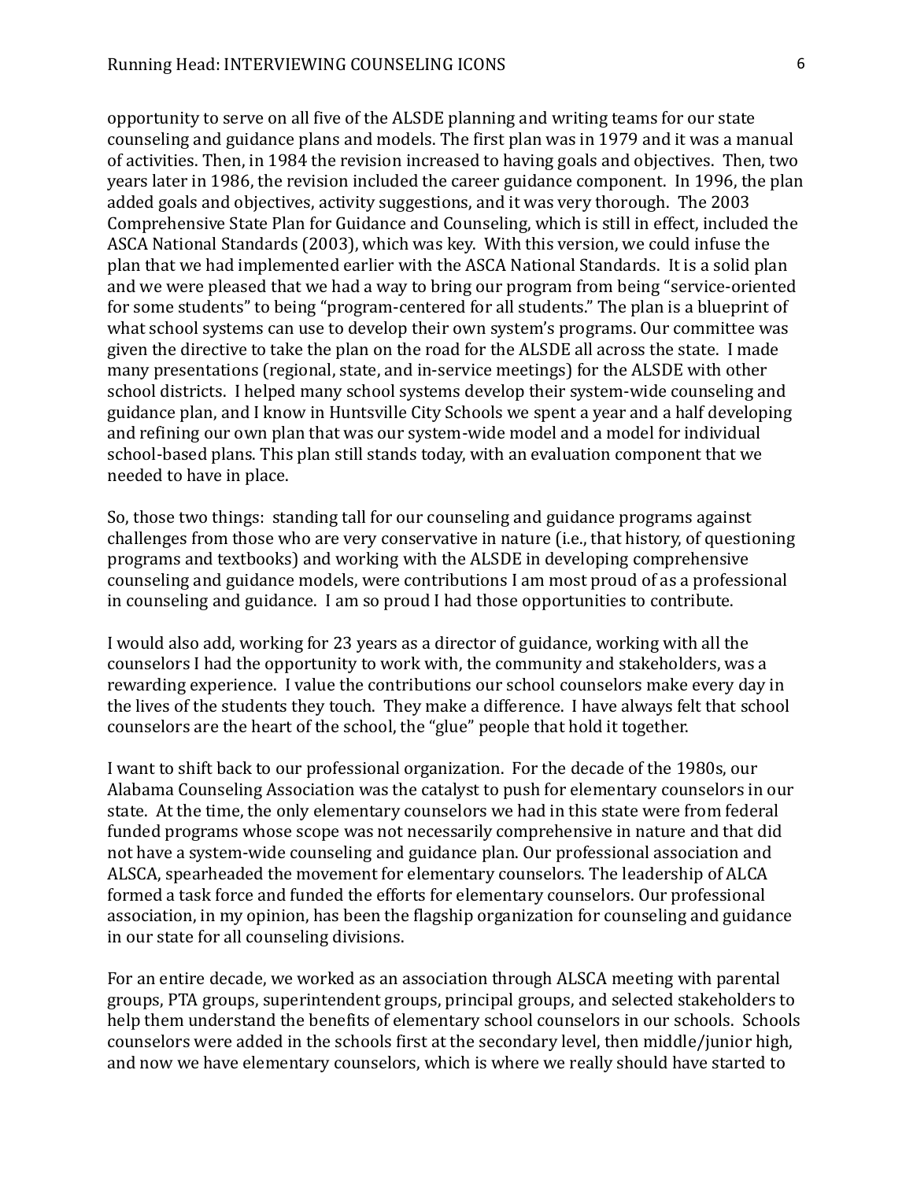opportunity to serve on all five of the ALSDE planning and writing teams for our state counseling and guidance plans and models. The first plan was in 1979 and it was a manual of activities. Then, in 1984 the revision increased to having goals and objectives. Then, two years later in 1986, the revision included the career guidance component. In 1996, the plan added goals and objectives, activity suggestions, and it was very thorough. The 2003 Comprehensive State Plan for Guidance and Counseling, which is still in effect, included the ASCA National Standards (2003), which was key. With this version, we could infuse the plan that we had implemented earlier with the ASCA National Standards. It is a solid plan and we were pleased that we had a way to bring our program from being "service-oriented for some students" to being "program-centered for all students." The plan is a blueprint of what school systems can use to develop their own system's programs. Our committee was given the directive to take the plan on the road for the ALSDE all across the state. I made many presentations (regional, state, and in-service meetings) for the ALSDE with other school districts. I helped many school systems develop their system-wide counseling and guidance plan, and I know in Huntsville City Schools we spent a year and a half developing and refining our own plan that was our system-wide model and a model for individual school-based plans. This plan still stands today, with an evaluation component that we needed to have in place.

So, those two things: standing tall for our counseling and guidance programs against challenges from those who are very conservative in nature (i.e., that history, of questioning programs and textbooks) and working with the ALSDE in developing comprehensive counseling and guidance models, were contributions I am most proud of as a professional in counseling and guidance. I am so proud I had those opportunities to contribute.

I would also add, working for 23 years as a director of guidance, working with all the counselors I had the opportunity to work with, the community and stakeholders, was a rewarding experience. I value the contributions our school counselors make every day in the lives of the students they touch. They make a difference. I have always felt that school counselors are the heart of the school, the "glue" people that hold it together.

I want to shift back to our professional organization. For the decade of the 1980s, our Alabama Counseling Association was the catalyst to push for elementary counselors in our state. At the time, the only elementary counselors we had in this state were from federal funded programs whose scope was not necessarily comprehensive in nature and that did not have a system-wide counseling and guidance plan. Our professional association and ALSCA, spearheaded the movement for elementary counselors. The leadership of ALCA formed a task force and funded the efforts for elementary counselors. Our professional association, in my opinion, has been the flagship organization for counseling and guidance in our state for all counseling divisions.

For an entire decade, we worked as an association through ALSCA meeting with parental groups, PTA groups, superintendent groups, principal groups, and selected stakeholders to help them understand the benefits of elementary school counselors in our schools. Schools counselors were added in the schools first at the secondary level, then middle/junior high, and now we have elementary counselors, which is where we really should have started to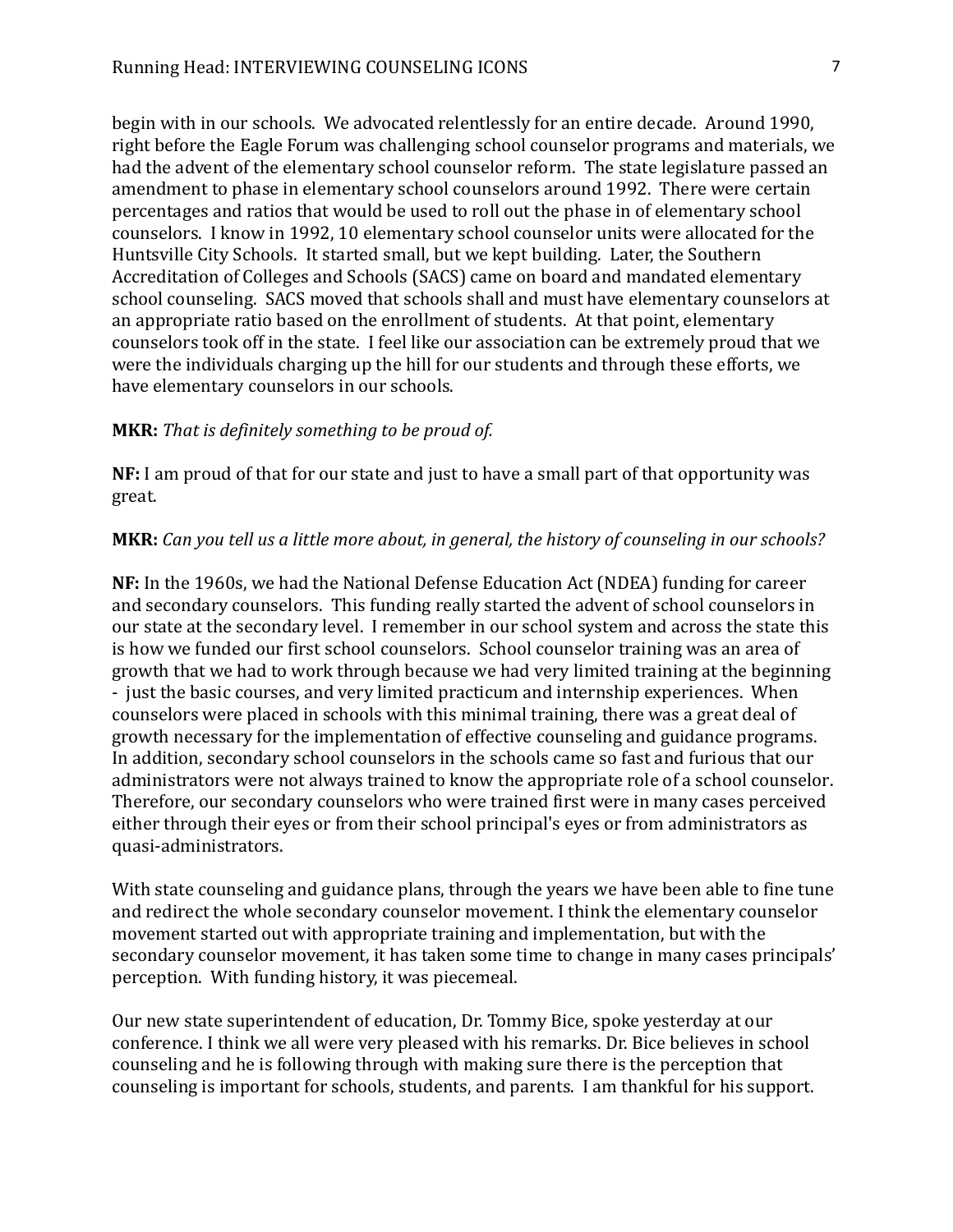begin with in our schools. We advocated relentlessly for an entire decade. Around 1990, right before the Eagle Forum was challenging school counselor programs and materials, we had the advent of the elementary school counselor reform. The state legislature passed an amendment to phase in elementary school counselors around 1992. There were certain percentages and ratios that would be used to roll out the phase in of elementary school counselors. I know in 1992, 10 elementary school counselor units were allocated for the Huntsville City Schools. It started small, but we kept building. Later, the Southern Accreditation of Colleges and Schools (SACS) came on board and mandated elementary school counseling. SACS moved that schools shall and must have elementary counselors at an appropriate ratio based on the enrollment of students. At that point, elementary counselors took off in the state. I feel like our association can be extremely proud that we were the individuals charging up the hill for our students and through these efforts, we have elementary counselors in our schools.

**MKR:** *That is definitely something to be proud of.*

**NF:** I am proud of that for our state and just to have a small part of that opportunity was great.

**MKR:** *Can you tell us a little more about, in general, the history of counseling in our schools?*

**NF:** In the 1960s, we had the National Defense Education Act (NDEA) funding for career and secondary counselors. This funding really started the advent of school counselors in our state at the secondary level. I remember in our school system and across the state this is how we funded our first school counselors. School counselor training was an area of growth that we had to work through because we had very limited training at the beginning - just the basic courses, and very limited practicum and internship experiences. When counselors were placed in schools with this minimal training, there was a great deal of growth necessary for the implementation of effective counseling and guidance programs. In addition, secondary school counselors in the schools came so fast and furious that our administrators were not always trained to know the appropriate role of a school counselor. Therefore, our secondary counselors who were trained first were in many cases perceived either through their eyes or from their school principal's eyes or from administrators as quasi-administrators.

With state counseling and guidance plans, through the years we have been able to fine tune and redirect the whole secondary counselor movement. I think the elementary counselor movement started out with appropriate training and implementation, but with the secondary counselor movement, it has taken some time to change in many cases principals' perception. With funding history, it was piecemeal.

Our new state superintendent of education, Dr. Tommy Bice, spoke yesterday at our conference. I think we all were very pleased with his remarks. Dr. Bice believes in school counseling and he is following through with making sure there is the perception that counseling is important for schools, students, and parents. I am thankful for his support.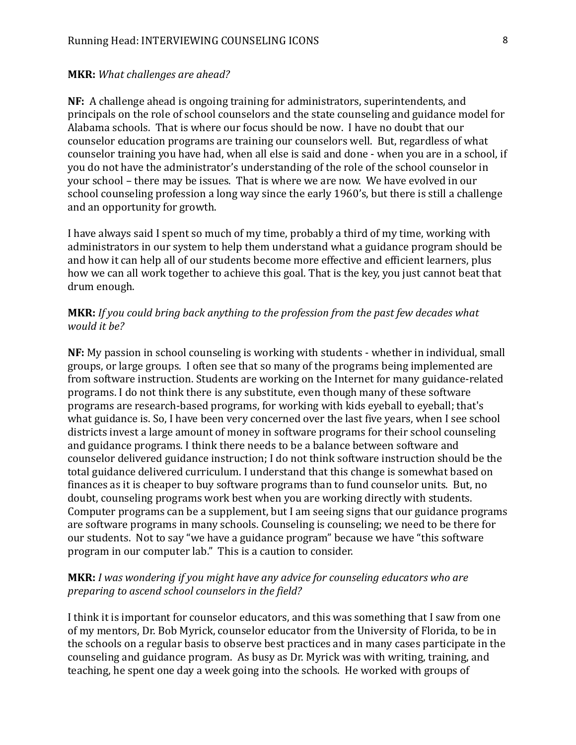**MKR:** *What challenges are ahead?*

**NF:** A challenge ahead is ongoing training for administrators, superintendents, and principals on the role of school counselors and the state counseling and guidance model for Alabama schools. That is where our focus should be now. I have no doubt that our counselor education programs are training our counselors well. But, regardless of what counselor training you have had, when all else is said and done - when you are in a school, if you do not have the administrator's understanding of the role of the school counselor in your school – there may be issues. That is where we are now. We have evolved in our school counseling profession a long way since the early 1960's, but there is still a challenge and an opportunity for growth.

I have always said I spent so much of my time, probably a third of my time, working with administrators in our system to help them understand what a guidance program should be and how it can help all of our students become more effective and efficient learners, plus how we can all work together to achieve this goal. That is the key, you just cannot beat that drum enough.

**MKR:** *If you could bring back anything to the profession from the past few decades what would it be?*

**NF:** My passion in school counseling is working with students - whether in individual, small groups, or large groups. I often see that so many of the programs being implemented are from software instruction. Students are working on the Internet for many guidance-related programs. I do not think there is any substitute, even though many of these software programs are research-based programs, for working with kids eyeball to eyeball; that's what guidance is. So, I have been very concerned over the last five years, when I see school districts invest a large amount of money in software programs for their school counseling and guidance programs. I think there needs to be a balance between software and counselor delivered guidance instruction; I do not think software instruction should be the total guidance delivered curriculum. I understand that this change is somewhat based on finances as it is cheaper to buy software programs than to fund counselor units. But, no doubt, counseling programs work best when you are working directly with students. Computer programs can be a supplement, but I am seeing signs that our guidance programs are software programs in many schools. Counseling is counseling; we need to be there for our students. Not to say "we have a guidance program" because we have "this software program in our computer lab." This is a caution to consider.

**MKR:** *I was wondering if you might have any advice for counseling educators who are preparing to ascend school counselors in the field?*

I think it is important for counselor educators, and this was something that I saw from one of my mentors, Dr. Bob Myrick, counselor educator from the University of Florida, to be in the schools on a regular basis to observe best practices and in many cases participate in the counseling and guidance program. As busy as Dr. Myrick was with writing, training, and teaching, he spent one day a week going into the schools. He worked with groups of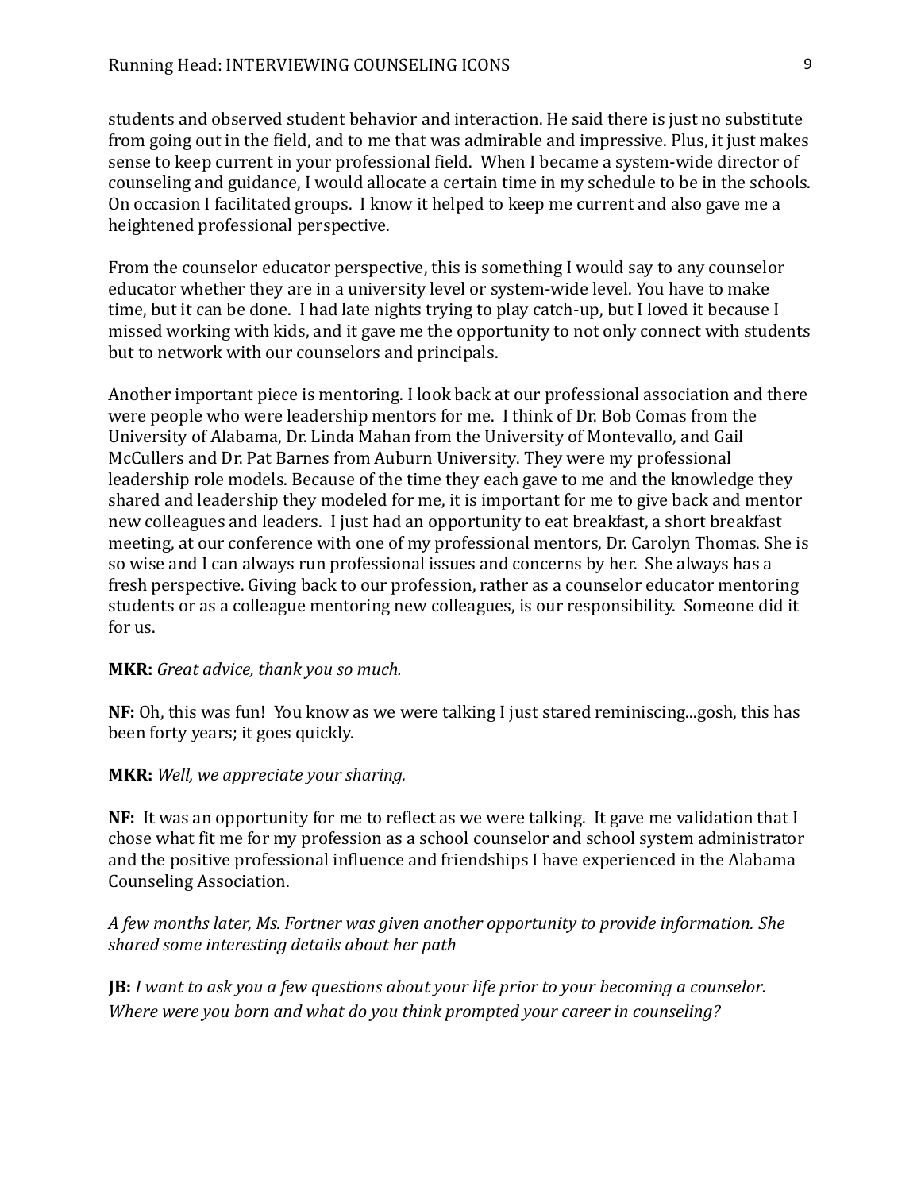students and observed student behavior and interaction. He said there is just no substitute from going out in the field, and to me that was admirable and impressive. Plus, it just makes sense to keep current in your professional field. When I became a system-wide director of counseling and guidance, I would allocate a certain time in my schedule to be in the schools. On occasion I facilitated groups. I know it helped to keep me current and also gave me a heightened professional perspective.

From the counselor educator perspective, this is something I would say to any counselor educator whether they are in a university level or system-wide level. You have to make time, but it can be done. I had late nights trying to play catch-up, but I loved it because I missed working with kids, and it gave me the opportunity to not only connect with students but to network with our counselors and principals.

Another important piece is mentoring. I look back at our professional association and there were people who were leadership mentors for me. I think of Dr. Bob Comas from the University of Alabama, Dr. Linda Mahan from the University of Montevallo, and Gail McCullers and Dr. Pat Barnes from Auburn University. They were my professional leadership role models. Because of the time they each gave to me and the knowledge they shared and leadership they modeled for me, it is important for me to give back and mentor new colleagues and leaders. I just had an opportunity to eat breakfast, a short breakfast meeting, at our conference with one of my professional mentors, Dr. Carolyn Thomas. She is so wise and I can always run professional issues and concerns by her. She always has a fresh perspective. Giving back to our profession, rather as a counselor educator mentoring students or as a colleague mentoring new colleagues, is our responsibility. Someone did it for us.

**MKR:** *Great advice, thank you so much.*

**NF:** Oh, this was fun! You know as we were talking I just stared reminiscing...gosh, this has been forty years; it goes quickly.

**MKR:** *Well, we appreciate your sharing.*

**NF:** It was an opportunity for me to reflect as we were talking. It gave me validation that I chose what fit me for my profession as a school counselor and school system administrator and the positive professional influence and friendships I have experienced in the Alabama Counseling Association.

*A few months later, Ms. Fortner was given another opportunity to provide information. She shared some interesting details about her path*

**JB:** *I want to ask you a few questions about your life prior to your becoming a counselor. Where were you born and what do you think prompted your career in counseling?*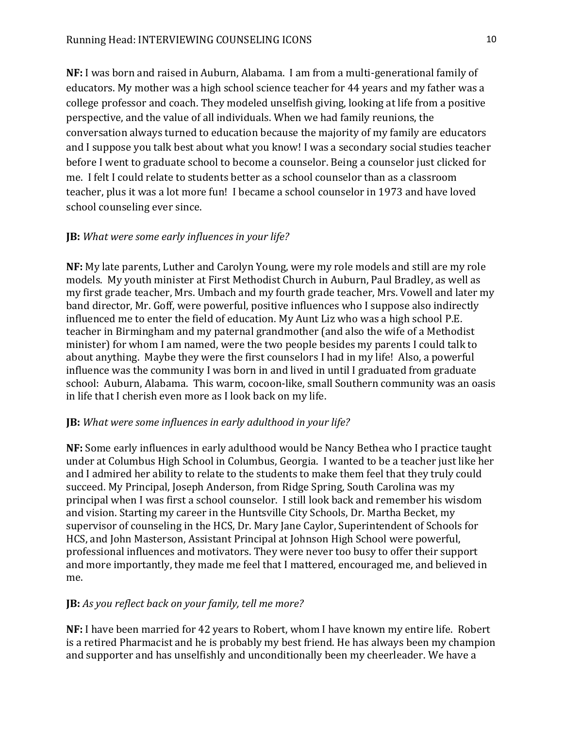**NF:** I was born and raised in Auburn, Alabama. I am from a multi-generational family of educators. My mother was a high school science teacher for 44 years and my father was a college professor and coach. They modeled unselfish giving, looking at life from a positive perspective, and the value of all individuals. When we had family reunions, the conversation always turned to education because the majority of my family are educators and I suppose you talk best about what you know! I was a secondary social studies teacher before I went to graduate school to become a counselor. Being a counselor just clicked for me. I felt I could relate to students better as a school counselor than as a classroom teacher, plus it was a lot more fun! I became a school counselor in 1973 and have loved school counseling ever since.

**JB:** *What were some early influences in your life?*

**NF:** My late parents, Luther and Carolyn Young, were my role models and still are my role models. My youth minister at First Methodist Church in Auburn, Paul Bradley, as well as my first grade teacher, Mrs. Umbach and my fourth grade teacher, Mrs. Vowell and later my band director, Mr. Goff, were powerful, positive influences who I suppose also indirectly influenced me to enter the field of education. My Aunt Liz who was a high school P.E. teacher in Birmingham and my paternal grandmother (and also the wife of a Methodist minister) for whom I am named, were the two people besides my parents I could talk to about anything. Maybe they were the first counselors I had in my life! Also, a powerful influence was the community I was born in and lived in until I graduated from graduate school: Auburn, Alabama. This warm, cocoon-like, small Southern community was an oasis in life that I cherish even more as I look back on my life.

**JB:** *What were some influences in early adulthood in your life?*

**NF:** Some early influences in early adulthood would be Nancy Bethea who I practice taught under at Columbus High School in Columbus, Georgia. I wanted to be a teacher just like her and I admired her ability to relate to the students to make them feel that they truly could succeed. My Principal, Joseph Anderson, from Ridge Spring, South Carolina was my principal when I was first a school counselor. I still look back and remember his wisdom and vision. Starting my career in the Huntsville City Schools, Dr. Martha Becket, my supervisor of counseling in the HCS, Dr. Mary Jane Caylor, Superintendent of Schools for HCS, and John Masterson, Assistant Principal at Johnson High School were powerful, professional influences and motivators. They were never too busy to offer their support and more importantly, they made me feel that I mattered, encouraged me, and believed in me.

**JB:** *As you reflect back on your family, tell me more?*

**NF:** I have been married for 42 years to Robert, whom I have known my entire life. Robert is a retired Pharmacist and he is probably my best friend. He has always been my champion and supporter and has unselfishly and unconditionally been my cheerleader. We have a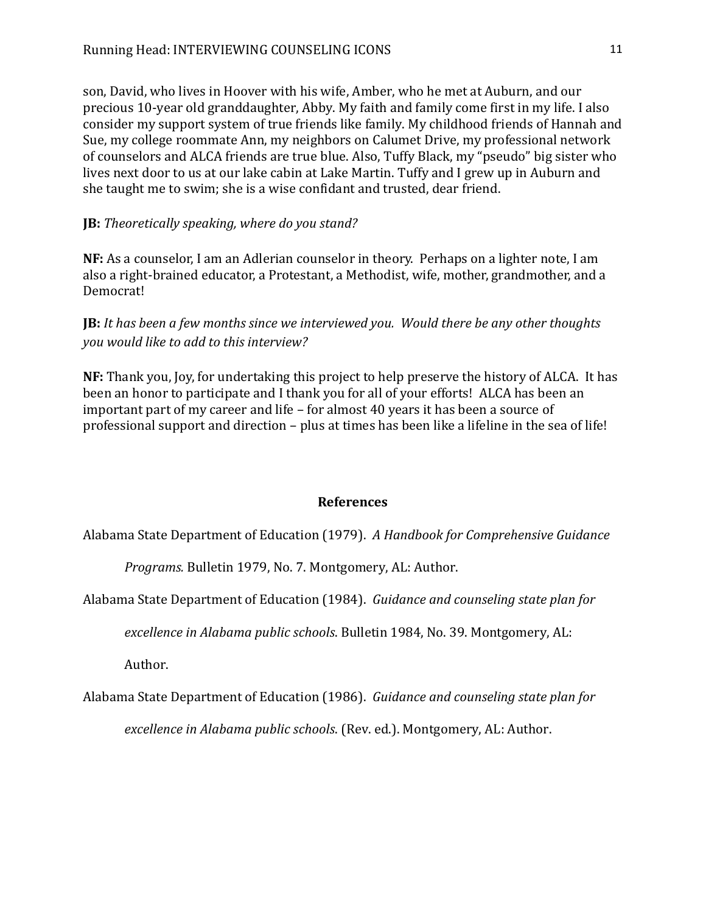son, David, who lives in Hoover with his wife, Amber, who he met at Auburn, and our precious 10-year old granddaughter, Abby. My faith and family come first in my life. I also consider my support system of true friends like family. My childhood friends of Hannah and Sue, my college roommate Ann, my neighbors on Calumet Drive, my professional network of counselors and ALCA friends are true blue. Also, Tuffy Black, my "pseudo" big sister who lives next door to us at our lake cabin at Lake Martin. Tuffy and I grew up in Auburn and she taught me to swim; she is a wise confidant and trusted, dear friend.

**JB:** *Theoretically speaking, where do you stand?*

**NF:** As a counselor, I am an Adlerian counselor in theory. Perhaps on a lighter note, I am also a right-brained educator, a Protestant, a Methodist, wife, mother, grandmother, and a Democrat!

**JB:** *It has been a few months since we interviewed you. Would there be any other thoughts you would like to add to this interview?*

**NF:** Thank you, Joy, for undertaking this project to help preserve the history of ALCA. It has been an honor to participate and I thank you for all of your efforts! ALCA has been an important part of my career and life – for almost 40 years it has been a source of professional support and direction – plus at times has been like a lifeline in the sea of life!

## References

Alabama State Department of Education (1979). *A Handbook for Comprehensive Guidance Programs.* Bulletin 1979, No. 7. Montgomery, AL: Author.

Alabama State Department of Education (1984). *Guidance and counseling state plan for excellence in Alabama public schools*. Bulletin 1984, No. 39. Montgomery, AL: Author.

Alabama State Department of Education (1986). *Guidance and counseling state plan for excellence in Alabama public schools*. (Rev. ed.). Montgomery, AL: Author.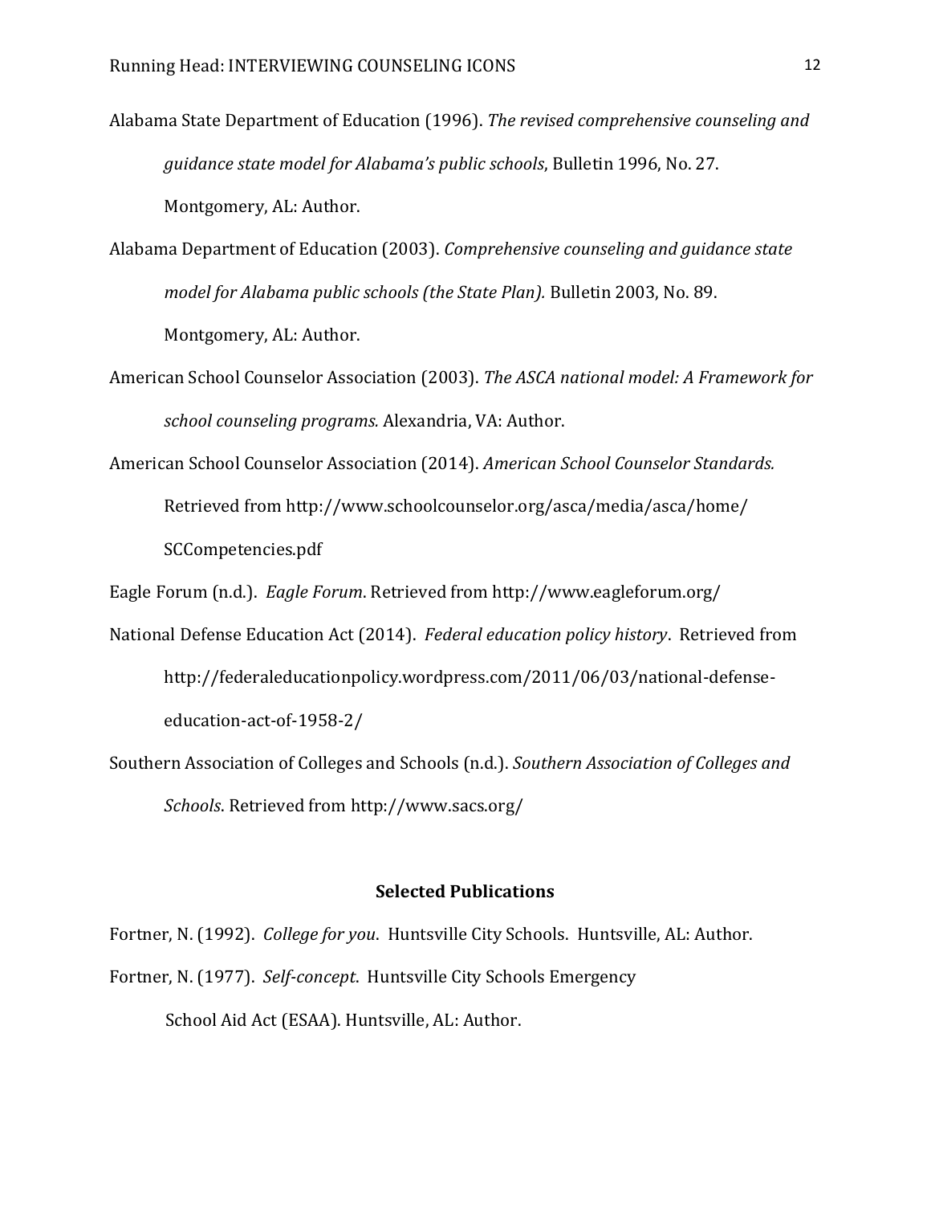Alabama State Department of Education (1996). *The revised comprehensive counseling and guidance state model for Alabama's public schools*, Bulletin 1996, No. 27. Montgomery, AL: Author.

Alabama Department of Education (2003). *Comprehensive counseling and guidance state model for Alabama public schools (the State Plan).* Bulletin 2003, No. 89. Montgomery, AL: Author.

American School Counselor Association (2003). *The ASCA national model: A Framework for school counseling programs.* Alexandria, VA: Author.

American School Counselor Association (2014). *American School Counselor Standards.* Retrieved from http://www.schoolcounselor.org/asca/media/asca/home/SCCompetencies.pdf

Eagle Forum (n.d.). *Eagle Forum*. Retrieved from http://www.eagleforum.org/

National Defense Education Act (2014). *Federal education policy history*. Retrieved from http://federaleducationpolicy.wordpress.com/2011/06/03/national-defense-education-act-of-1958-2/

Southern Association of Colleges and Schools (n.d.). *Southern Association of Colleges and Schools*. Retrieved from http://www.sacs.org/

**Selected Publications**

Fortner, N. (1992). *College for you*. Huntsville City Schools. Huntsville, AL: Author.

Fortner, N. (1977). *Self-concept*. Huntsville City Schools Emergency School Aid Act (ESAA). Huntsville, AL: Author.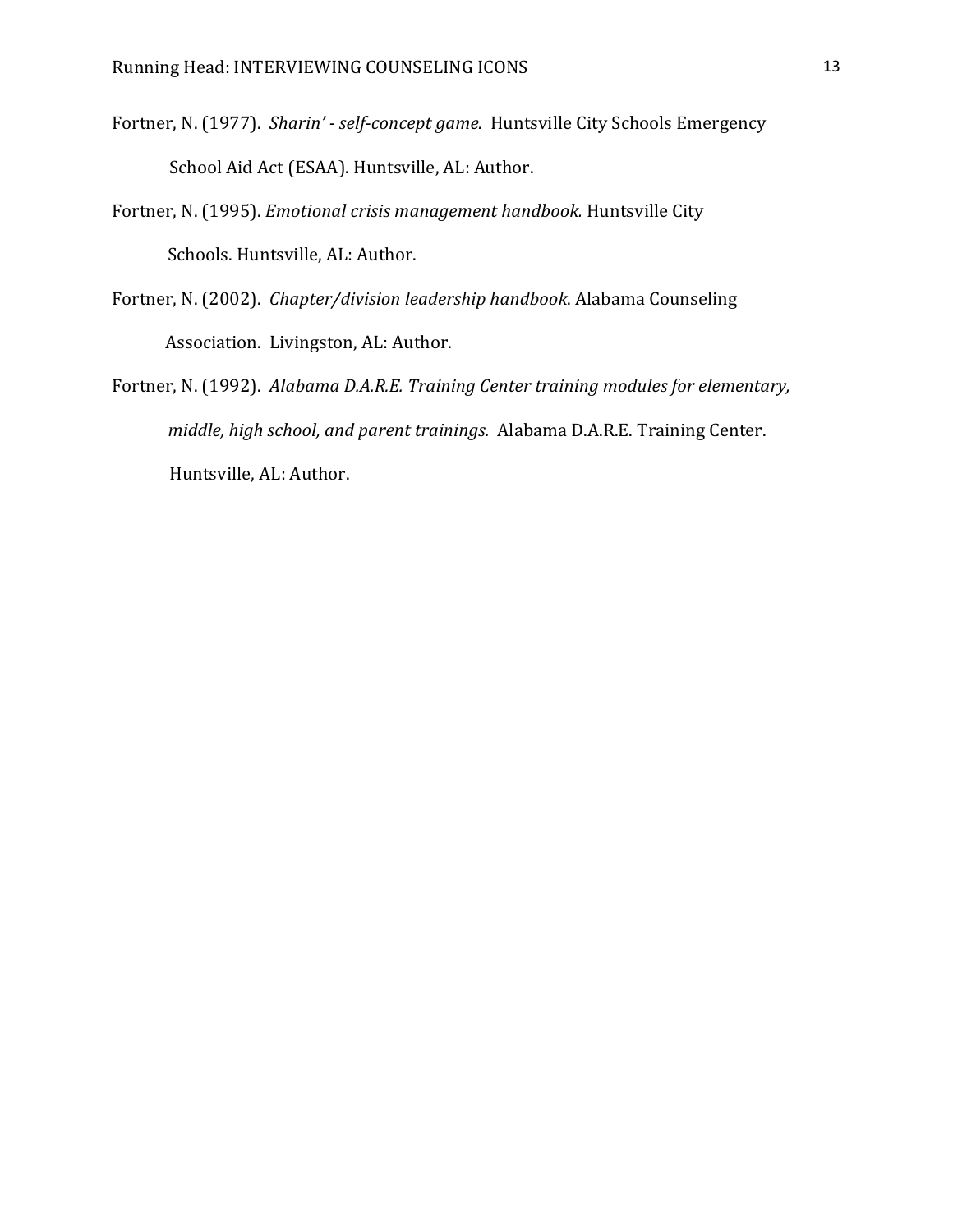Fortner, N. (1977). *Sharin' - self-concept game.* Huntsville City Schools Emergency School Aid Act (ESAA). Huntsville, AL: Author.

Fortner, N. (1995). *Emotional crisis management handbook.* Huntsville City Schools. Huntsville, AL: Author.

Fortner, N. (2002). *Chapter/division leadership handbook*. Alabama Counseling Association. Livingston, AL: Author.

Fortner, N. (1992). *Alabama D.A.R.E. Training Center training modules for elementary, middle, high school, and parent trainings.* Alabama D.A.R.E. Training Center. Huntsville, AL: Author.